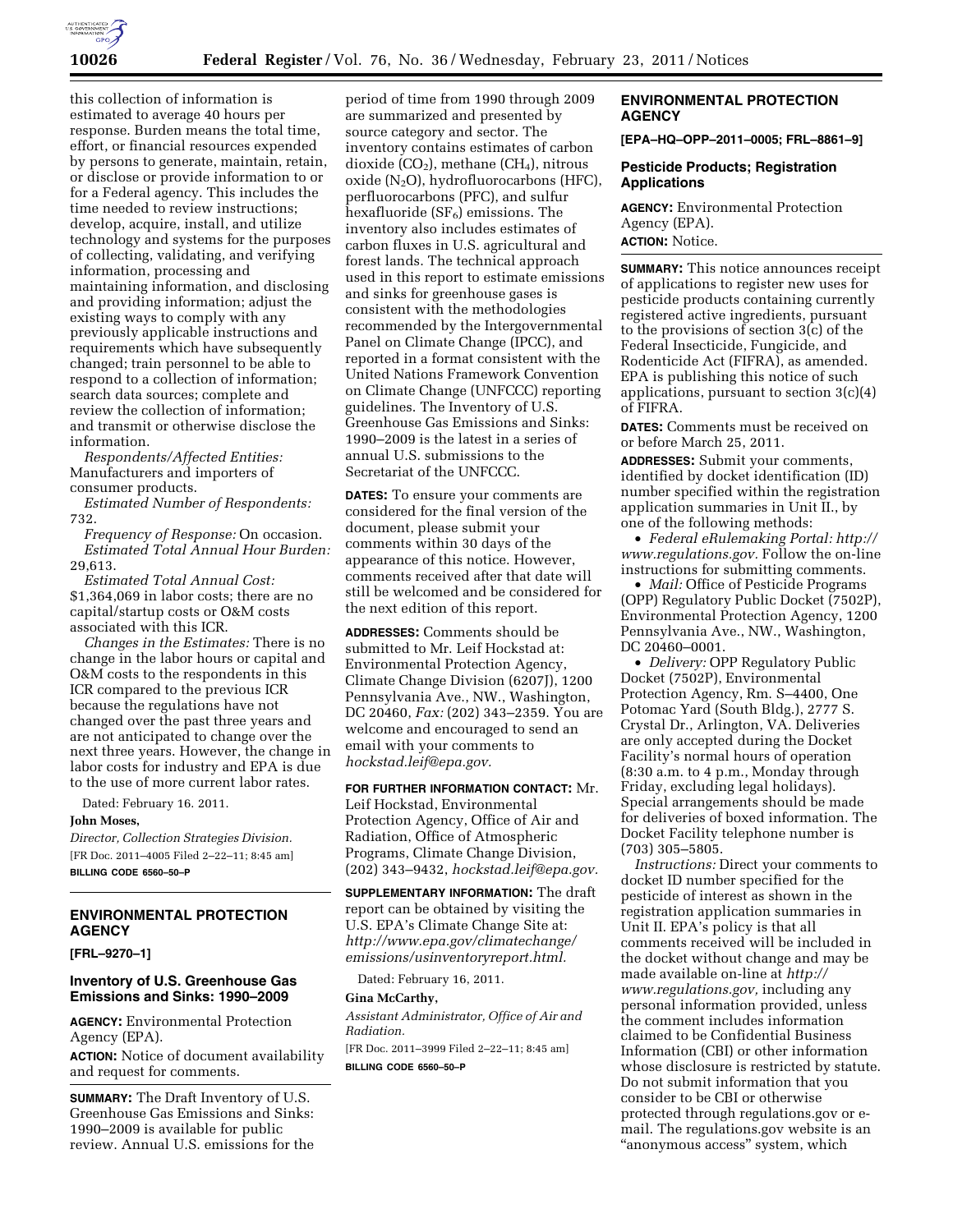this collection of information is estimated to average 40 hours per response. Burden means the total time, effort, or financial resources expended by persons to generate, maintain, retain, or disclose or provide information to or for a Federal agency. This includes the time needed to review instructions; develop, acquire, install, and utilize technology and systems for the purposes of collecting, validating, and verifying information, processing and maintaining information, and disclosing and providing information; adjust the existing ways to comply with any previously applicable instructions and requirements which have subsequently changed; train personnel to be able to respond to a collection of information; search data sources; complete and review the collection of information; and transmit or otherwise disclose the information.

*Respondents/Affected Entities:* Manufacturers and importers of consumer products.

*Estimated Number of Respondents:* 732.

*Frequency of Response:* On occasion.

*Estimated Total Annual Hour Burden:* 29,613.

*Estimated Total Annual Cost:* $1,364,069 in labor costs; there are no capital/startup costs or O&M costs associated with this ICR.

*Changes in the Estimates:* There is no change in the labor hours or capital and O&M costs to the respondents in this ICR compared to the previous ICR because the regulations have not changed over the past three years and are not anticipated to change over the next three years. However, the change in labor costs for industry and EPA is due to the use of more current labor rates.

Dated: February 16. 2011.

**John Moses,**

*Director, Collection Strategies Division.*

[FR Doc. 2011–4005 Filed 2–22–11; 8:45 am]

**BILLING CODE 6560–50–P**

---

## ENVIRONMENTAL PROTECTION AGENCY

**[FRL–9270–1]**

### Inventory of U.S. Greenhouse Gas Emissions and Sinks: 1990–2009

**AGENCY:** Environmental Protection Agency (EPA).

**ACTION:** Notice of document availability and request for comments.

**SUMMARY:** The Draft Inventory of U.S. Greenhouse Gas Emissions and Sinks: 1990–2009 is available for public review. Annual U.S. emissions for the period of time from 1990 through 2009 are summarized and presented by source category and sector. The inventory contains estimates of carbon dioxide ($CO_2$), methane ($CH_4$), nitrous oxide ($N_2O$), hydrofluorocarbons (HFC), perfluorocarbons (PFC), and sulfur hexafluoride ($SF_6$) emissions. The inventory also includes estimates of carbon fluxes in U.S. agricultural and forest lands. The technical approach used in this report to estimate emissions and sinks for greenhouse gases is consistent with the methodologies recommended by the Intergovernmental Panel on Climate Change (IPCC), and reported in a format consistent with the United Nations Framework Convention on Climate Change (UNFCCC) reporting guidelines. The Inventory of U.S. Greenhouse Gas Emissions and Sinks: 1990–2009 is the latest in a series of annual U.S. submissions to the Secretariat of the UNFCCC.

**DATES:** To ensure your comments are considered for the final version of the document, please submit your comments within 30 days of the appearance of this notice. However, comments received after that date will still be welcomed and be considered for the next edition of this report.

**ADDRESSES:** Comments should be submitted to Mr. Leif Hockstad at: Environmental Protection Agency, Climate Change Division (6207J), 1200 Pennsylvania Ave., NW., Washington, DC 20460, *Fax:* (202) 343–2359. You are welcome and encouraged to send an email with your comments to *hockstad.leif@epa.gov.*

**FOR FURTHER INFORMATION CONTACT:** Mr. Leif Hockstad, Environmental Protection Agency, Office of Air and Radiation, Office of Atmospheric Programs, Climate Change Division, (202) 343–9432, *hockstad.leif@epa.gov.*

**SUPPLEMENTARY INFORMATION:** The draft report can be obtained by visiting the U.S. EPA's Climate Change Site at: *http://www.epa.gov/climatechange/emissions/usinventoryreport.html.*

Dated: February 16, 2011.

**Gina McCarthy,**

*Assistant Administrator, Office of Air and Radiation.*

[FR Doc. 2011–3999 Filed 2–22–11; 8:45 am]

**BILLING CODE 6560–50–P**

---

## ENVIRONMENTAL PROTECTION AGENCY

**[EPA–HQ–OPP–2011–0005; FRL–8861–9]**

### Pesticide Products; Registration Applications

**AGENCY:** Environmental Protection Agency (EPA).

**ACTION:** Notice.

**SUMMARY:** This notice announces receipt of applications to register new uses for pesticide products containing currently registered active ingredients, pursuant to the provisions of section 3(c) of the Federal Insecticide, Fungicide, and Rodenticide Act (FIFRA), as amended. EPA is publishing this notice of such applications, pursuant to section 3(c)(4) of FIFRA.

**DATES:** Comments must be received on or before March 25, 2011.

**ADDRESSES:** Submit your comments, identified by docket identification (ID) number specified within the registration application summaries in Unit II., by one of the following methods:

- *Federal eRulemaking Portal: http://www.regulations.gov.* Follow the on-line instructions for submitting comments.
- *Mail:* Office of Pesticide Programs (OPP) Regulatory Public Docket (7502P), Environmental Protection Agency, 1200 Pennsylvania Ave., NW., Washington, DC 20460–0001.
- *Delivery:* OPP Regulatory Public Docket (7502P), Environmental Protection Agency, Rm. S–4400, One Potomac Yard (South Bldg.), 2777 S. Crystal Dr., Arlington, VA. Deliveries are only accepted during the Docket Facility's normal hours of operation (8:30 a.m. to 4 p.m., Monday through Friday, excluding legal holidays). Special arrangements should be made for deliveries of boxed information. The Docket Facility telephone number is (703) 305–5805.

*Instructions:* Direct your comments to docket ID number specified for the pesticide of interest as shown in the registration application summaries in Unit II. EPA's policy is that all comments received will be included in the docket without change and may be made available on-line at *http://www.regulations.gov,* including any personal information provided, unless the comment includes information claimed to be Confidential Business Information (CBI) or other information whose disclosure is restricted by statute. Do not submit information that you consider to be CBI or otherwise protected through regulations.gov or e-mail. The regulations.gov website is an "anonymous access" system, which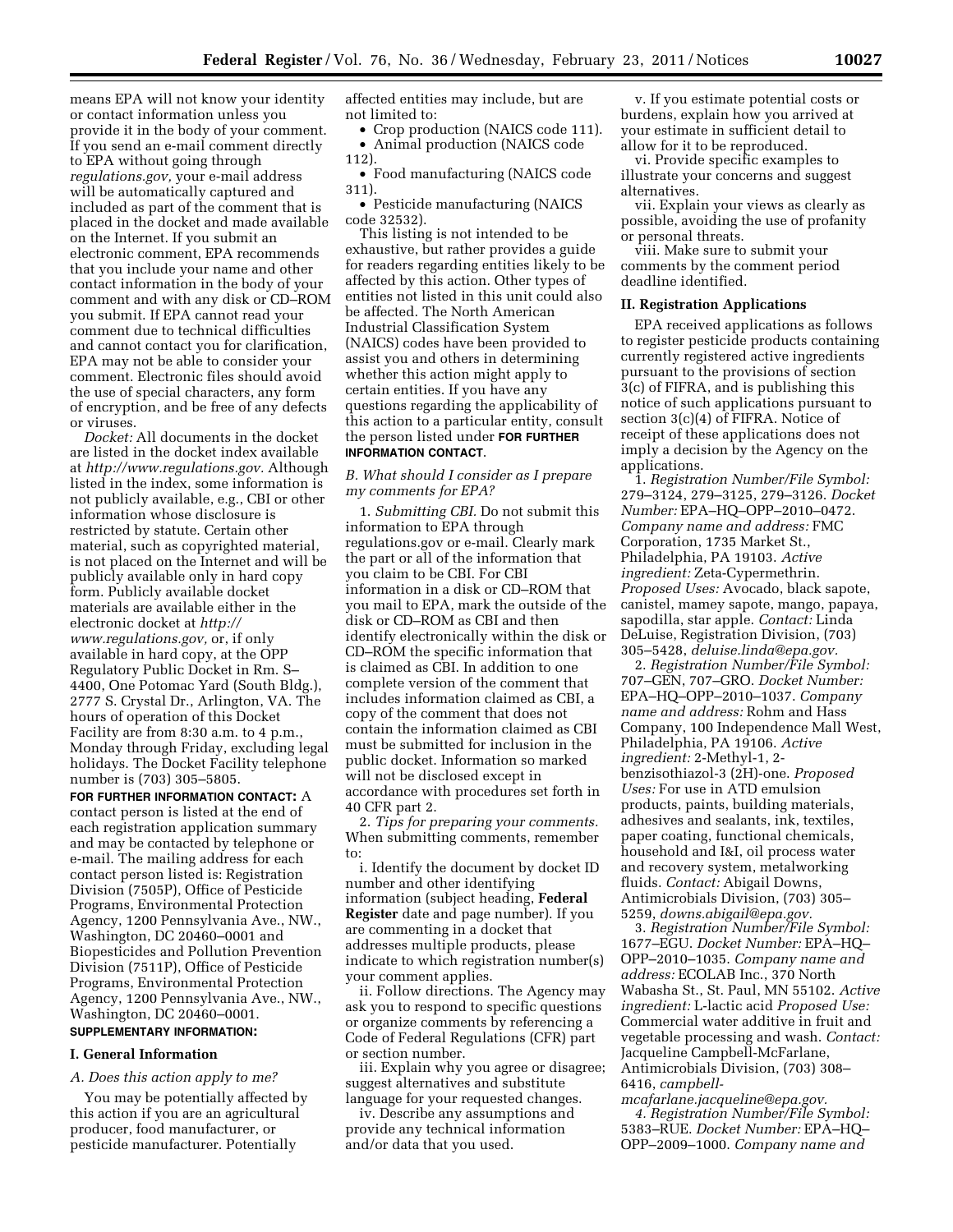means EPA will not know your identity or contact information unless you provide it in the body of your comment. If you send an e-mail comment directly to EPA without going through *regulations.gov,* your e-mail address will be automatically captured and included as part of the comment that is placed in the docket and made available on the Internet. If you submit an electronic comment, EPA recommends that you include your name and other contact information in the body of your comment and with any disk or CD–ROM you submit. If EPA cannot read your comment due to technical difficulties and cannot contact you for clarification, EPA may not be able to consider your comment. Electronic files should avoid the use of special characters, any form of encryption, and be free of any defects or viruses.

*Docket:* All documents in the docket are listed in the docket index available at *http://www.regulations.gov.* Although listed in the index, some information is not publicly available, e.g., CBI or other information whose disclosure is restricted by statute. Certain other material, such as copyrighted material, is not placed on the Internet and will be publicly available only in hard copy form. Publicly available docket materials are available either in the electronic docket at *http://www.regulations.gov,* or, if only available in hard copy, at the OPP Regulatory Public Docket in Rm. S–4400, One Potomac Yard (South Bldg.), 2777 S. Crystal Dr., Arlington, VA. The hours of operation of this Docket Facility are from 8:30 a.m. to 4 p.m., Monday through Friday, excluding legal holidays. The Docket Facility telephone number is (703) 305–5805.

**FOR FURTHER INFORMATION CONTACT:** A contact person is listed at the end of each registration application summary and may be contacted by telephone or e-mail. The mailing address for each contact person listed is: Registration Division (7505P), Office of Pesticide Programs, Environmental Protection Agency, 1200 Pennsylvania Ave., NW., Washington, DC 20460–0001 and Biopesticides and Pollution Prevention Division (7511P), Office of Pesticide Programs, Environmental Protection Agency, 1200 Pennsylvania Ave., NW., Washington, DC 20460–0001.

**SUPPLEMENTARY INFORMATION:**

## I. General Information

### *A. Does this action apply to me?*

You may be potentially affected by this action if you are an agricultural producer, food manufacturer, or pesticide manufacturer. Potentially affected entities may include, but are not limited to:

- Crop production (NAICS code 111).
- Animal production (NAICS code 112).
- Food manufacturing (NAICS code 311).
- Pesticide manufacturing (NAICS code 32532).

This listing is not intended to be exhaustive, but rather provides a guide for readers regarding entities likely to be affected by this action. Other types of entities not listed in this unit could also be affected. The North American Industrial Classification System (NAICS) codes have been provided to assist you and others in determining whether this action might apply to certain entities. If you have any questions regarding the applicability of this action to a particular entity, consult the person listed under **FOR FURTHER INFORMATION CONTACT**.

### *B. What should I consider as I prepare my comments for EPA?*

1. *Submitting CBI.* Do not submit this information to EPA through regulations.gov or e-mail. Clearly mark the part or all of the information that you claim to be CBI. For CBI information in a disk or CD–ROM that you mail to EPA, mark the outside of the disk or CD–ROM as CBI and then identify electronically within the disk or CD–ROM the specific information that is claimed as CBI. In addition to one complete version of the comment that includes information claimed as CBI, a copy of the comment that does not contain the information claimed as CBI must be submitted for inclusion in the public docket. Information so marked will not be disclosed except in accordance with procedures set forth in 40 CFR part 2.

2. *Tips for preparing your comments.* When submitting comments, remember to:

i. Identify the document by docket ID number and other identifying information (subject heading, **Federal Register** date and page number). If you are commenting in a docket that addresses multiple products, please indicate to which registration number(s) your comment applies.

ii. Follow directions. The Agency may ask you to respond to specific questions or organize comments by referencing a Code of Federal Regulations (CFR) part or section number.

iii. Explain why you agree or disagree; suggest alternatives and substitute language for your requested changes.

iv. Describe any assumptions and provide any technical information and/or data that you used.

v. If you estimate potential costs or burdens, explain how you arrived at your estimate in sufficient detail to allow for it to be reproduced.

vi. Provide specific examples to illustrate your concerns and suggest alternatives.

vii. Explain your views as clearly as possible, avoiding the use of profanity or personal threats.

viii. Make sure to submit your comments by the comment period deadline identified.

## II. Registration Applications

EPA received applications as follows to register pesticide products containing currently registered active ingredients pursuant to the provisions of section 3(c) of FIFRA, and is publishing this notice of such applications pursuant to section 3(c)(4) of FIFRA. Notice of receipt of these applications does not imply a decision by the Agency on the applications.

1. *Registration Number/File Symbol:* 279–3124, 279–3125, 279–3126. *Docket Number:* EPA–HQ–OPP–2010–0472. *Company name and address:* FMC Corporation, 1735 Market St., Philadelphia, PA 19103. *Active ingredient:* Zeta-Cypermethrin. *Proposed Uses:* Avocado, black sapote, canistel, mamey sapote, mango, papaya, sapodilla, star apple. *Contact:* Linda DeLuise, Registration Division, (703) 305–5428, *deluise.linda@epa.gov.*

2. *Registration Number/File Symbol:* 707–GEN, 707–GRO. *Docket Number:* EPA–HQ–OPP–2010–1037. *Company name and address:* Rohm and Hass Company, 100 Independence Mall West, Philadelphia, PA 19106. *Active ingredient:* 2-Methyl-1, 2-benzisothiazol-3 (2H)-one. *Proposed Uses:* For use in ATD emulsion products, paints, building materials, adhesives and sealants, ink, textiles, paper coating, functional chemicals, household and I&I, oil process water and recovery system, metalworking fluids. *Contact:* Abigail Downs, Antimicrobials Division, (703) 305–5259, *downs.abigail@epa.gov.*

3. *Registration Number/File Symbol:* 1677–EGU. *Docket Number:* EPA–HQ–OPP–2010–1035. *Company name and address:* ECOLAB Inc., 370 North Wabasha St., St. Paul, MN 55102. *Active ingredient:* L-lactic acid *Proposed Use:* Commercial water additive in fruit and vegetable processing and wash. *Contact:* Jacqueline Campbell-McFarlane, Antimicrobials Division, (703) 308–6416, *campbell-mcafarlane.jacqueline@epa.gov.*

4. *Registration Number/File Symbol:* 5383–RUE. *Docket Number:* EPA–HQ–OPP–2009–1000. *Company name and*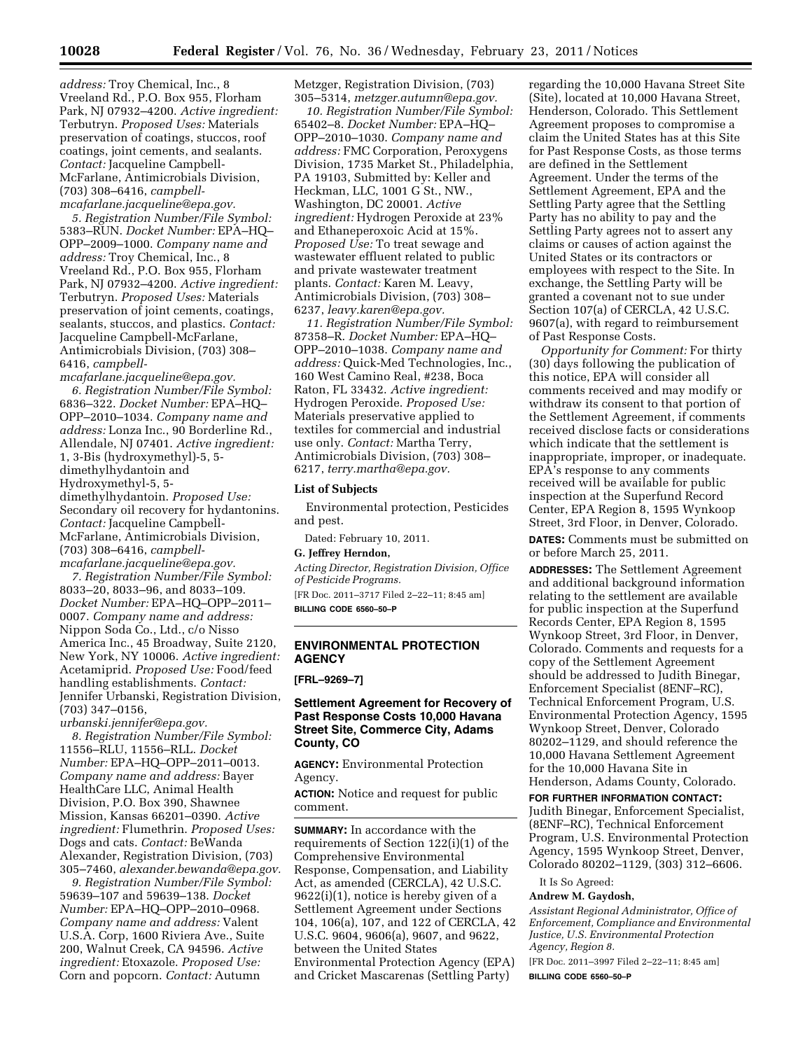*address:* Troy Chemical, Inc., 8 Vreeland Rd., P.O. Box 955, Florham Park, NJ 07932–4200. *Active ingredient:* Terbutryn. *Proposed Uses:* Materials preservation of coatings, stuccos, roof coatings, joint cements, and sealants. *Contact:* Jacqueline Campbell-McFarlane, Antimicrobials Division, (703) 308–6416, *campbell-mcafarlane.jacqueline@epa.gov.*

*5. Registration Number/File Symbol:* 5383–RUN. *Docket Number:* EPA–HQ–OPP–2009–1000. *Company name and address:* Troy Chemical, Inc., 8 Vreeland Rd., P.O. Box 955, Florham Park, NJ 07932–4200. *Active ingredient:* Terbutryn. *Proposed Uses:* Materials preservation of joint cements, coatings, sealants, stuccos, and plastics. *Contact:* Jacqueline Campbell-McFarlane, Antimicrobials Division, (703) 308–6416, *campbell-mcafarlane.jacqueline@epa.gov.*

*6. Registration Number/File Symbol:* 6836–322. *Docket Number:* EPA–HQ–OPP–2010–1034. *Company name and address:* Lonza Inc., 90 Borderline Rd., Allendale, NJ 07401. *Active ingredient:* 1, 3-Bis (hydroxymethyl)-5, 5-dimethylhydantoin and Hydroxymethyl-5, 5-dimethylhydantoin. *Proposed Use:* Secondary oil recovery for hydantonins. *Contact:* Jacqueline Campbell-McFarlane, Antimicrobials Division, (703) 308–6416, *campbell-mcafarlane.jacqueline@epa.gov.*

*7. Registration Number/File Symbol:* 8033–20, 8033–96, and 8033–109. *Docket Number:* EPA–HQ–OPP–2011–0007. *Company name and address:* Nippon Soda Co., Ltd., c/o Nisso America Inc., 45 Broadway, Suite 2120, New York, NY 10006. *Active ingredient:* Acetamiprid. *Proposed Use:* Food/feed handling establishments. *Contact:* Jennifer Urbanski, Registration Division, (703) 347–0156, *urbanski.jennifer@epa.gov.*

*8. Registration Number/File Symbol:* 11556–RLU, 11556–RLL. *Docket Number:* EPA–HQ–OPP–2011–0013. *Company name and address:* Bayer HealthCare LLC, Animal Health Division, P.O. Box 390, Shawnee Mission, Kansas 66201–0390. *Active ingredient:* Flumethrin. *Proposed Uses:* Dogs and cats. *Contact:* BeWanda Alexander, Registration Division, (703) 305–7460, *alexander.bewanda@epa.gov.*

*9. Registration Number/File Symbol:* 59639–107 and 59639–138. *Docket Number:* EPA–HQ–OPP–2010–0968. *Company name and address:* Valent U.S.A. Corp, 1600 Riviera Ave., Suite 200, Walnut Creek, CA 94596. *Active ingredient:* Etoxazole. *Proposed Use:* Corn and popcorn. *Contact:* Autumn Metzger, Registration Division, (703) 305–5314, *metzger.autumn@epa.gov.*

*10. Registration Number/File Symbol:* 65402–8. *Docket Number:* EPA–HQ–OPP–2010–1030. *Company name and address:* FMC Corporation, Peroxygens Division, 1735 Market St., Philadelphia, PA 19103, Submitted by: Keller and Heckman, LLC, 1001 G St., NW., Washington, DC 20001. *Active ingredient:* Hydrogen Peroxide at 23% and Ethaneperoxoic Acid at 15%. *Proposed Use:* To treat sewage and wastewater effluent related to public and private wastewater treatment plants. *Contact:* Karen M. Leavy, Antimicrobials Division, (703) 308–6237, *leavy.karen@epa.gov.*

*11. Registration Number/File Symbol:* 87358–R. *Docket Number:* EPA–HQ–OPP–2010–1038. *Company name and address:* Quick-Med Technologies, Inc., 160 West Camino Real, #238, Boca Raton, FL 33432. *Active ingredient:* Hydrogen Peroxide. *Proposed Use:* Materials preservative applied to textiles for commercial and industrial use only. *Contact:* Martha Terry, Antimicrobials Division, (703) 308–6217, *terry.martha@epa.gov.*

**List of Subjects**

Environmental protection, Pesticides and pest.

Dated: February 10, 2011.

**G. Jeffrey Herndon,**

*Acting Director, Registration Division, Office of Pesticide Programs.*

[FR Doc. 2011–3717 Filed 2–22–11; 8:45 am]

**BILLING CODE 6560–50–P**

## ENVIRONMENTAL PROTECTION AGENCY

**[FRL–9269–7]**

## Settlement Agreement for Recovery of Past Response Costs 10,000 Havana Street Site, Commerce City, Adams County, CO

**AGENCY:** Environmental Protection Agency.

**ACTION:** Notice and request for public comment.

**SUMMARY:** In accordance with the requirements of Section 122(i)(1) of the Comprehensive Environmental Response, Compensation, and Liability Act, as amended (CERCLA), 42 U.S.C. 9622(i)(1), notice is hereby given of a Settlement Agreement under Sections 104, 106(a), 107, and 122 of CERCLA, 42 U.S.C. 9604, 9606(a), 9607, and 9622, between the United States Environmental Protection Agency (EPA) and Cricket Mascarenas (Settling Party) regarding the 10,000 Havana Street Site (Site), located at 10,000 Havana Street, Henderson, Colorado. This Settlement Agreement proposes to compromise a claim the United States has at this Site for Past Response Costs, as those terms are defined in the Settlement Agreement. Under the terms of the Settlement Agreement, EPA and the Settling Party agree that the Settling Party has no ability to pay and the Settling Party agrees not to assert any claims or causes of action against the United States or its contractors or employees with respect to the Site. In exchange, the Settling Party will be granted a covenant not to sue under Section 107(a) of CERCLA, 42 U.S.C. 9607(a), with regard to reimbursement of Past Response Costs.

*Opportunity for Comment:* For thirty (30) days following the publication of this notice, EPA will consider all comments received and may modify or withdraw its consent to that portion of the Settlement Agreement, if comments received disclose facts or considerations which indicate that the settlement is inappropriate, improper, or inadequate. EPA's response to any comments received will be available for public inspection at the Superfund Record Center, EPA Region 8, 1595 Wynkoop Street, 3rd Floor, in Denver, Colorado.

**DATES:** Comments must be submitted on or before March 25, 2011.

**ADDRESSES:** The Settlement Agreement and additional background information relating to the settlement are available for public inspection at the Superfund Records Center, EPA Region 8, 1595 Wynkoop Street, 3rd Floor, in Denver, Colorado. Comments and requests for a copy of the Settlement Agreement should be addressed to Judith Binegar, Enforcement Specialist (8ENF–RC), Technical Enforcement Program, U.S. Environmental Protection Agency, 1595 Wynkoop Street, Denver, Colorado 80202–1129, and should reference the 10,000 Havana Settlement Agreement for the 10,000 Havana Site in Henderson, Adams County, Colorado.

**FOR FURTHER INFORMATION CONTACT:** Judith Binegar, Enforcement Specialist, (8ENF–RC), Technical Enforcement Program, U.S. Environmental Protection Agency, 1595 Wynkoop Street, Denver, Colorado 80202–1129, (303) 312–6606.

It Is So Agreed:

**Andrew M. Gaydosh,**

*Assistant Regional Administrator, Office of Enforcement, Compliance and Environmental Justice, U.S. Environmental Protection Agency, Region 8.*

[FR Doc. 2011–3997 Filed 2–22–11; 8:45 am]

**BILLING CODE 6560–50–P**